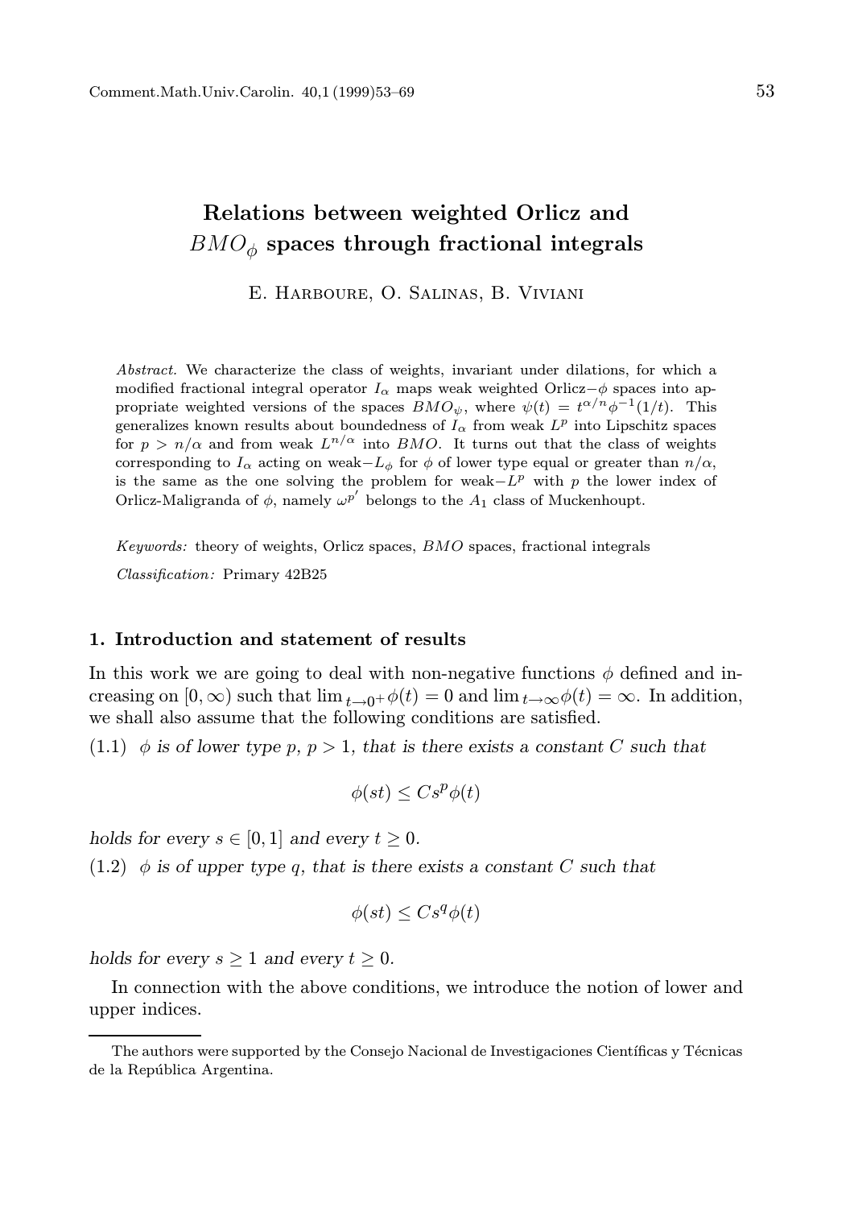# Relations between weighted Orlicz and $BMO_\phi$ spaces through fractional integrals

E. Harboure, O. Salinas, B. Viviani

*Abstract.* We characterize the class of weights, invariant under dilations, for which a modified fractional integral operator $I_\alpha$ maps weak weighted Orlicz$-\phi$ spaces into appropriate weighted versions of the spaces $BMO_\psi$, where $\psi(t) = t^{\alpha/n}\phi^{-1}(1/t)$. This generalizes known results about boundedness of $I_\alpha$ from weak $L^p$ into Lipschitz spaces for $p > n/\alpha$ and from weak $L^{n/\alpha}$ into $BMO$. It turns out that the class of weights corresponding to $I_\alpha$ acting on weak$-L_\phi$ for $\phi$ of lower type equal or greater than $n/\alpha$, is the same as the one solving the problem for weak$-L^p$ with $p$ the lower index of Orlicz-Maligranda of $\phi$, namely $\omega^{p'}$ belongs to the $A_1$ class of Muckenhoupt.

*Keywords:* theory of weights, Orlicz spaces, $BMO$ spaces, fractional integrals

*Classification:* Primary 42B25

## 1. Introduction and statement of results

In this work we are going to deal with non-negative functions $\phi$ defined and increasing on $[0, \infty)$ such that $\lim_{t\to 0^+}\phi(t) = 0$ and $\lim_{t\to\infty}\phi(t) = \infty$. In addition, we shall also assume that the following conditions are satisfied.

(1.1) *$\phi$ is of lower type $p$, $p > 1$, that is there exists a constant $C$ such that*

$$\phi(st) \leq Cs^p\phi(t)$$

*holds for every $s \in [0, 1]$ and every $t \geq 0$.*

(1.2) *$\phi$ is of upper type $q$, that is there exists a constant $C$ such that*

$$\phi(st) \leq Cs^q\phi(t)$$

*holds for every $s \geq 1$ and every $t \geq 0$.*

In connection with the above conditions, we introduce the notion of lower and upper indices.

---

The authors were supported by the Consejo Nacional de Investigaciones Científicas y Técnicas de la República Argentina.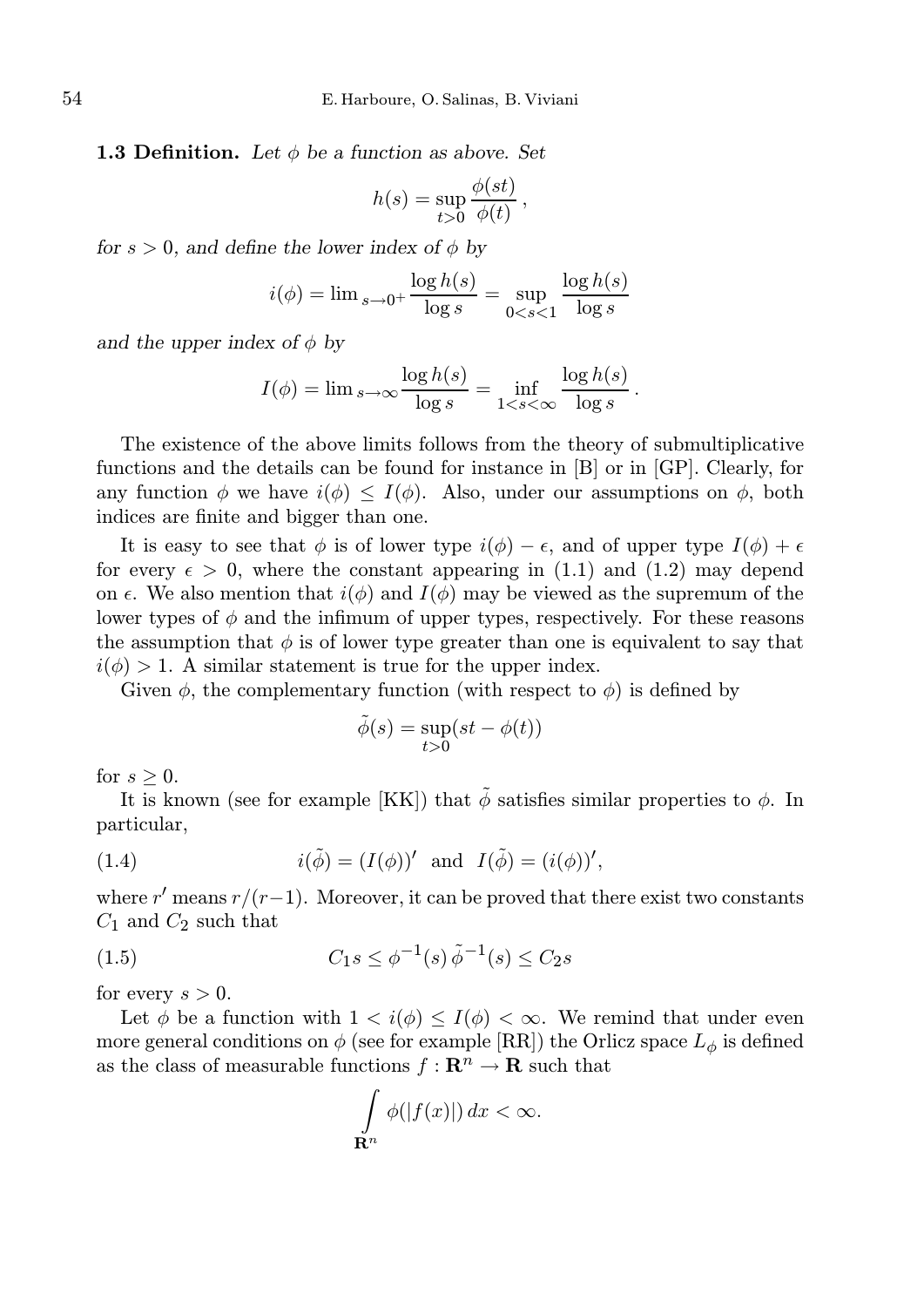**1.3 Definition.** *Let $\phi$ be a function as above. Set*

$$h(s) = \sup_{t>0} \frac{\phi(st)}{\phi(t)}\,,$$

*for $s > 0$, and define the lower index of $\phi$ by*

$$i(\phi) = \lim{}_{s\to 0^+} \frac{\log h(s)}{\log s} = \sup_{0<s<1} \frac{\log h(s)}{\log s}$$

*and the upper index of $\phi$ by*

$$I(\phi) = \lim{}_{s\to\infty} \frac{\log h(s)}{\log s} = \inf_{1<s<\infty} \frac{\log h(s)}{\log s}\,.$$

The existence of the above limits follows from the theory of submultiplicative functions and the details can be found for instance in [B] or in [GP]. Clearly, for any function $\phi$ we have $i(\phi) \le I(\phi)$. Also, under our assumptions on $\phi$, both indices are finite and bigger than one.

It is easy to see that $\phi$ is of lower type $i(\phi) - \epsilon$, and of upper type $I(\phi) + \epsilon$ for every $\epsilon > 0$, where the constant appearing in (1.1) and (1.2) may depend on $\epsilon$. We also mention that $i(\phi)$ and $I(\phi)$ may be viewed as the supremum of the lower types of $\phi$ and the infimum of upper types, respectively. For these reasons the assumption that $\phi$ is of lower type greater than one is equivalent to say that $i(\phi) > 1$. A similar statement is true for the upper index.

Given $\phi$, the complementary function (with respect to $\phi$) is defined by

$$\tilde{\phi}(s) = \sup_{t>0}(st - \phi(t))$$

for $s \ge 0$.

It is known (see for example [KK]) that $\tilde{\phi}$ satisfies similar properties to $\phi$. In particular,

$$i(\tilde{\phi}) = (I(\phi))' \ \text{ and } \ I(\tilde{\phi}) = (i(\phi))', \tag{1.4}$$

where $r'$ means $r/(r-1)$. Moreover, it can be proved that there exist two constants $C_1$ and $C_2$ such that

$$C_1 s \le \phi^{-1}(s)\, \tilde{\phi}^{-1}(s) \le C_2 s \tag{1.5}$$

for every $s > 0$.

Let $\phi$ be a function with $1 < i(\phi) \le I(\phi) < \infty$. We remind that under even more general conditions on $\phi$ (see for example [RR]) the Orlicz space $L_\phi$ is defined as the class of measurable functions $f : \mathbf{R}^n \to \mathbf{R}$ such that

$$\int_{\mathbf{R}^n} \phi(|f(x)|)\, dx < \infty.$$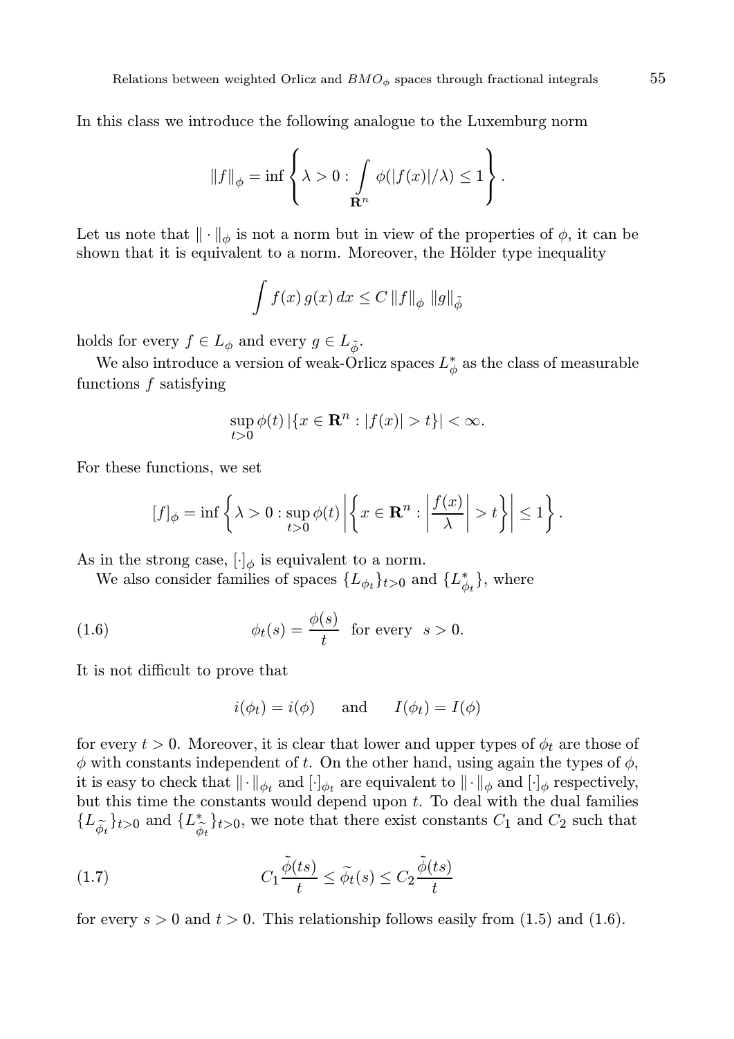In this class we introduce the following analogue to the Luxemburg norm

$$\|f\|_{\phi} = \inf \left\{ \lambda > 0 : \int_{\mathbf{R}^n} \phi(|f(x)|/\lambda) \leq 1 \right\}.$$

Let us note that $\|\cdot\|_{\phi}$ is not a norm but in view of the properties of $\phi$, it can be shown that it is equivalent to a norm. Moreover, the Hölder type inequality

$$\int f(x)\, g(x)\, dx \leq C\, \|f\|_{\phi}\, \|g\|_{\tilde{\phi}}$$

holds for every $f \in L_{\phi}$ and every $g \in L_{\tilde{\phi}}$.

We also introduce a version of weak-Orlicz spaces $L^*_{\phi}$ as the class of measurable functions $f$ satisfying

$$\sup_{t>0} \phi(t)\, |\{x \in \mathbf{R}^n : |f(x)| > t\}| < \infty.$$

For these functions, we set

$$[f]_{\phi} = \inf \left\{ \lambda > 0 : \sup_{t>0} \phi(t) \left| \left\{ x \in \mathbf{R}^n : \left| \frac{f(x)}{\lambda} \right| > t \right\} \right| \leq 1 \right\}.$$

As in the strong case, $[\cdot]_{\phi}$ is equivalent to a norm.

We also consider families of spaces $\{L_{\phi_t}\}_{t>0}$ and $\{L^*_{\phi_t}\}$, where

$$\phi_t(s) = \frac{\phi(s)}{t} \quad \text{for every} \quad s > 0. \tag{1.6}$$

It is not difficult to prove that

$$i(\phi_t) = i(\phi) \qquad \text{and} \qquad I(\phi_t) = I(\phi)$$

for every $t > 0$. Moreover, it is clear that lower and upper types of $\phi_t$ are those of $\phi$ with constants independent of $t$. On the other hand, using again the types of $\phi$, it is easy to check that $\|\cdot\|_{\phi_t}$ and $[\cdot]_{\phi_t}$ are equivalent to $\|\cdot\|_{\phi}$ and $[\cdot]_{\phi}$ respectively, but this time the constants would depend upon $t$. To deal with the dual families $\{L_{\widetilde{\phi}_t}\}_{t>0}$ and $\{L^*_{\widetilde{\phi}_t}\}_{t>0}$, we note that there exist constants $C_1$ and $C_2$ such that

$$C_1 \frac{\tilde{\phi}(ts)}{t} \leq \widetilde{\phi}_t(s) \leq C_2 \frac{\tilde{\phi}(ts)}{t} \tag{1.7}$$

for every $s > 0$ and $t > 0$. This relationship follows easily from (1.5) and (1.6).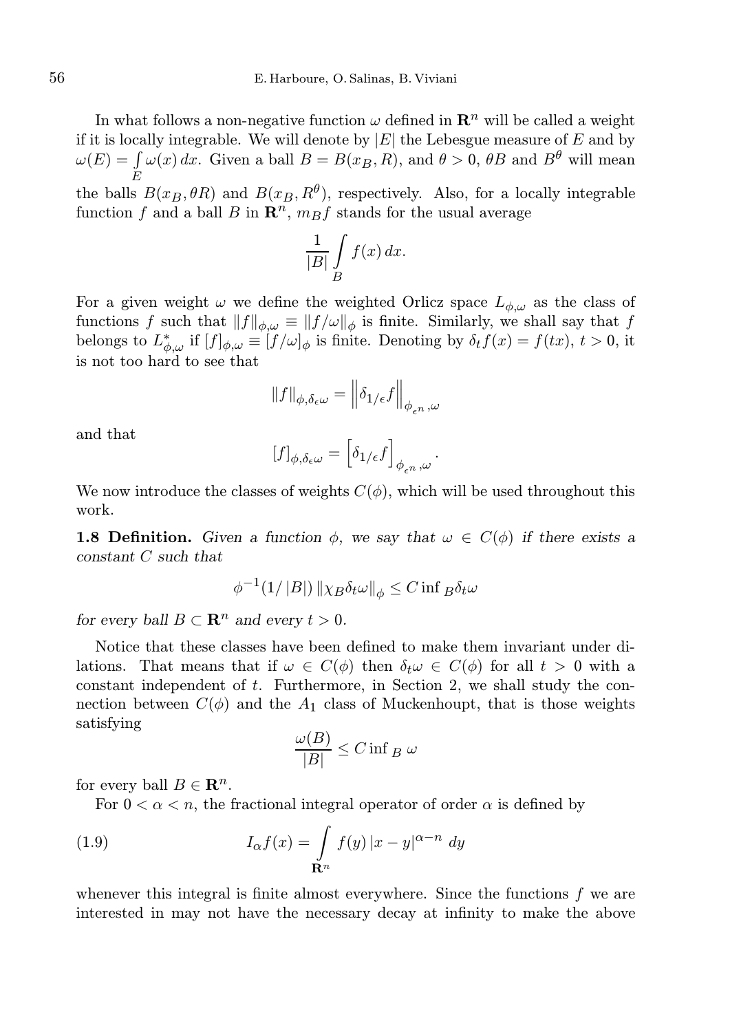In what follows a non-negative function $\omega$ defined in $\mathbf{R}^n$ will be called a weight if it is locally integrable. We will denote by $|E|$ the Lebesgue measure of $E$ and by $\omega(E) = \int_E \omega(x)\,dx$. Given a ball $B = B(x_B, R)$, and $\theta > 0$, $\theta B$ and $B^\theta$ will mean the balls $B(x_B, \theta R)$ and $B(x_B, R^\theta)$, respectively. Also, for a locally integrable function $f$ and a ball $B$ in $\mathbf{R}^n$, $m_B f$ stands for the usual average

$$\frac{1}{|B|}\int_B f(x)\,dx.$$

For a given weight $\omega$ we define the weighted Orlicz space $L_{\phi,\omega}$ as the class of functions $f$ such that $\|f\|_{\phi,\omega} \equiv \|f/\omega\|_\phi$ is finite. Similarly, we shall say that $f$ belongs to $L^*_{\phi,\omega}$ if $[f]_{\phi,\omega} \equiv [f/\omega]_\phi$ is finite. Denoting by $\delta_t f(x) = f(tx)$, $t > 0$, it is not too hard to see that

$$\|f\|_{\phi,\delta_\epsilon \omega} = \left\|\delta_{1/\epsilon} f\right\|_{\phi_{\epsilon^n},\omega}$$

and that

$$[f]_{\phi,\delta_\epsilon \omega} = \left[\delta_{1/\epsilon} f\right]_{\phi_{\epsilon^n},\omega}.$$

We now introduce the classes of weights $C(\phi)$, which will be used throughout this work.

**1.8 Definition.** *Given a function $\phi$, we say that $\omega \in C(\phi)$ if there exists a constant $C$ such that*

$$\phi^{-1}(1/|B|)\,\|\chi_B \delta_t \omega\|_\phi \le C \inf{}_B \delta_t \omega$$

*for every ball $B \subset \mathbf{R}^n$ and every $t > 0$.*

Notice that these classes have been defined to make them invariant under dilations. That means that if $\omega \in C(\phi)$ then $\delta_t \omega \in C(\phi)$ for all $t > 0$ with a constant independent of $t$. Furthermore, in Section 2, we shall study the connection between $C(\phi)$ and the $A_1$ class of Muckenhoupt, that is those weights satisfying

$$\frac{\omega(B)}{|B|} \le C \inf{}_B\, \omega$$

for every ball $B \in \mathbf{R}^n$.

For $0 < \alpha < n$, the fractional integral operator of order $\alpha$ is defined by

$$I_\alpha f(x) = \int_{\mathbf{R}^n} f(y)\,|x-y|^{\alpha - n}\,dy \tag{1.9}$$

whenever this integral is finite almost everywhere. Since the functions $f$ we are interested in may not have the necessary decay at infinity to make the above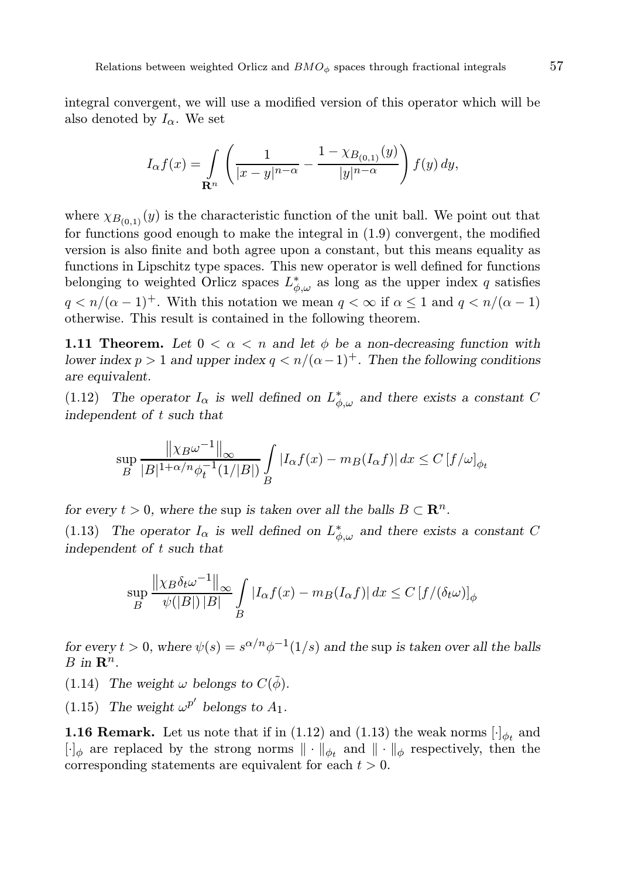integral convergent, we will use a modified version of this operator which will be also denoted by $I_\alpha$. We set

$$I_\alpha f(x) = \int_{\mathbf{R}^n} \left( \frac{1}{|x-y|^{n-\alpha}} - \frac{1-\chi_{B_{(0,1)}}(y)}{|y|^{n-\alpha}} \right) f(y)\, dy,$$

where $\chi_{B_{(0,1)}}(y)$ is the characteristic function of the unit ball. We point out that for functions good enough to make the integral in (1.9) convergent, the modified version is also finite and both agree upon a constant, but this means equality as functions in Lipschitz type spaces. This new operator is well defined for functions belonging to weighted Orlicz spaces $L^*_{\phi,\omega}$ as long as the upper index $q$ satisfies $q < n/(\alpha-1)^+$. With this notation we mean $q < \infty$ if $\alpha \le 1$ and $q < n/(\alpha-1)$ otherwise. This result is contained in the following theorem.

**1.11 Theorem.** *Let $0 < \alpha < n$ and let $\phi$ be a non-decreasing function with lower index $p > 1$ and upper index $q < n/(\alpha-1)^+$. Then the following conditions are equivalent.*

(1.12) *The operator $I_\alpha$ is well defined on $L^*_{\phi,\omega}$ and there exists a constant $C$ independent of $t$ such that*

$$\sup_B \frac{\left\|\chi_B \omega^{-1}\right\|_\infty}{|B|^{1+\alpha/n}\phi_t^{-1}(1/|B|)} \int_B |I_\alpha f(x) - m_B(I_\alpha f)|\, dx \le C\, [f/\omega]_{\phi_t}$$

*for every $t > 0$, where the* sup *is taken over all the balls $B \subset \mathbf{R}^n$.*

(1.13) *The operator $I_\alpha$ is well defined on $L^*_{\phi,\omega}$ and there exists a constant $C$ independent of $t$ such that*

$$\sup_B \frac{\left\|\chi_B \delta_t \omega^{-1}\right\|_\infty}{\psi(|B|)\,|B|} \int_B |I_\alpha f(x) - m_B(I_\alpha f)|\, dx \le C\, [f/(\delta_t \omega)]_{\phi}$$

*for every $t > 0$, where $\psi(s) = s^{\alpha/n}\phi^{-1}(1/s)$ and the* sup *is taken over all the balls $B$ in $\mathbf{R}^n$.*

(1.14) *The weight $\omega$ belongs to $C(\tilde{\phi})$.*

(1.15) *The weight $\omega^{p'}$ belongs to $A_1$.*

**1.16 Remark.** Let us note that if in (1.12) and (1.13) the weak norms $[\cdot]_{\phi_t}$ and $[\cdot]_\phi$ are replaced by the strong norms $\|\cdot\|_{\phi_t}$ and $\|\cdot\|_\phi$ respectively, then the corresponding statements are equivalent for each $t > 0$.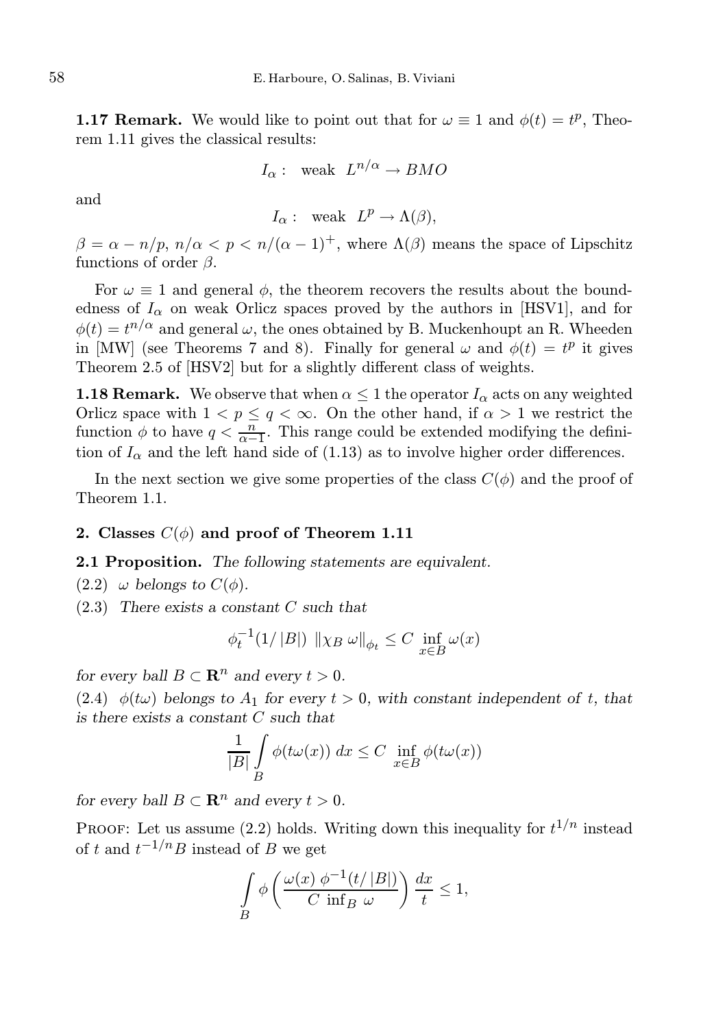**1.17 Remark.** We would like to point out that for $\omega \equiv 1$ and $\phi(t) = t^p$, Theorem 1.11 gives the classical results:

$$I_\alpha : \quad \text{weak} \ \ L^{n/\alpha} \to BMO$$

and

$$I_\alpha : \quad \text{weak} \ \ L^p \to \Lambda(\beta),$$

$\beta = \alpha - n/p$, $n/\alpha < p < n/(\alpha - 1)^+$, where $\Lambda(\beta)$ means the space of Lipschitz functions of order $\beta$.

For $\omega \equiv 1$ and general $\phi$, the theorem recovers the results about the boundedness of $I_\alpha$ on weak Orlicz spaces proved by the authors in [HSV1], and for $\phi(t) = t^{n/\alpha}$ and general $\omega$, the ones obtained by B. Muckenhoupt an R. Wheeden in [MW] (see Theorems 7 and 8). Finally for general $\omega$ and $\phi(t) = t^p$ it gives Theorem 2.5 of [HSV2] but for a slightly different class of weights.

**1.18 Remark.** We observe that when $\alpha \leq 1$ the operator $I_\alpha$ acts on any weighted Orlicz space with $1 < p \leq q < \infty$. On the other hand, if $\alpha > 1$ we restrict the function $\phi$ to have $q < \frac{n}{\alpha - 1}$. This range could be extended modifying the definition of $I_\alpha$ and the left hand side of (1.13) as to involve higher order differences.

In the next section we give some properties of the class $C(\phi)$ and the proof of Theorem 1.1.

## 2. Classes $C(\phi)$ and proof of Theorem 1.11

**2.1 Proposition.** *The following statements are equivalent.*

(2.2) *$\omega$ belongs to $C(\phi)$.*

(2.3) *There exists a constant $C$ such that*

$$\phi_t^{-1}(1/|B|) \ \|\chi_B \, \omega\|_{\phi_t} \leq C \inf_{x \in B} \omega(x)$$

*for every ball $B \subset \mathbf{R}^n$ and every $t > 0$.*

(2.4) *$\phi(t\omega)$ belongs to $A_1$ for every $t > 0$, with constant independent of $t$, that is there exists a constant $C$ such that*

$$\frac{1}{|B|} \int_B \phi(t\omega(x)) \, dx \leq C \inf_{x \in B} \phi(t\omega(x))$$

*for every ball $B \subset \mathbf{R}^n$ and every $t > 0$.*

Proof: Let us assume (2.2) holds. Writing down this inequality for $t^{1/n}$ instead of $t$ and $t^{-1/n}B$ instead of $B$ we get

$$\int_B \phi\left(\frac{\omega(x) \ \phi^{-1}(t/|B|)}{C \ \inf_B \ \omega}\right) \frac{dx}{t} \leq 1,$$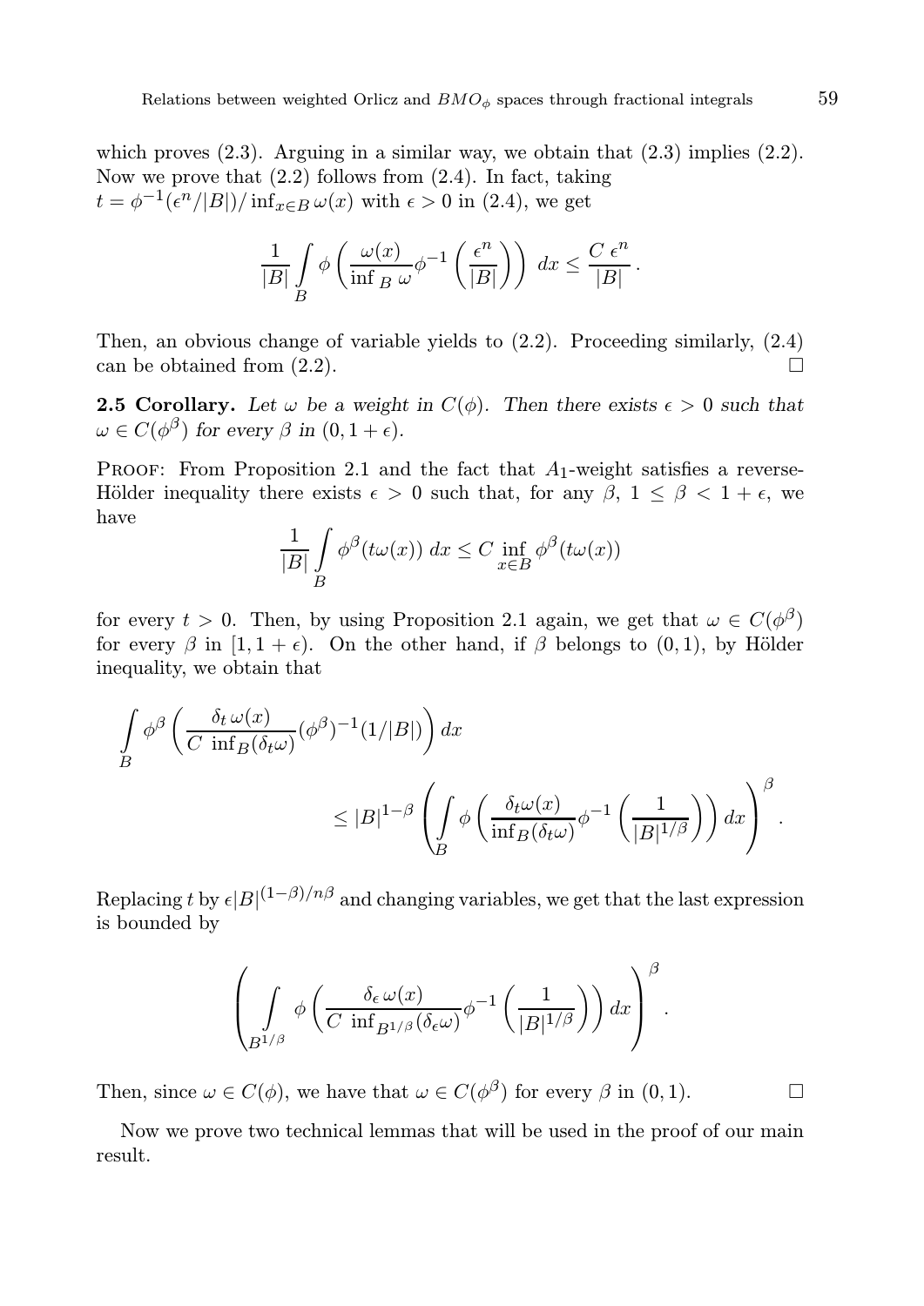which proves (2.3). Arguing in a similar way, we obtain that (2.3) implies (2.2). Now we prove that (2.2) follows from (2.4). In fact, taking $t = \phi^{-1}(\epsilon^n/|B|)/\inf_{x\in B}\omega(x)$ with $\epsilon > 0$ in (2.4), we get

$$\frac{1}{|B|}\int_B \phi\left(\frac{\omega(x)}{\inf_B \omega}\phi^{-1}\left(\frac{\epsilon^n}{|B|}\right)\right)\,dx \le \frac{C\,\epsilon^n}{|B|}.$$

Then, an obvious change of variable yields to (2.2). Proceeding similarly, (2.4) can be obtained from (2.2). □

**2.5 Corollary.** *Let $\omega$ be a weight in $C(\phi)$. Then there exists $\epsilon > 0$ such that $\omega \in C(\phi^\beta)$ for every $\beta$ in $(0, 1+\epsilon)$.*

Proof: From Proposition 2.1 and the fact that $A_1$-weight satisfies a reverse-Hölder inequality there exists $\epsilon > 0$ such that, for any $\beta$, $1 \le \beta < 1+\epsilon$, we have

$$\frac{1}{|B|}\int_B \phi^\beta(t\omega(x))\,dx \le C\inf_{x\in B}\phi^\beta(t\omega(x))$$

for every $t > 0$. Then, by using Proposition 2.1 again, we get that $\omega \in C(\phi^\beta)$ for every $\beta$ in $[1, 1+\epsilon)$. On the other hand, if $\beta$ belongs to $(0,1)$, by Hölder inequality, we obtain that

$$\int_B \phi^\beta\left(\frac{\delta_t\,\omega(x)}{C\,\inf_B(\delta_t\omega)}(\phi^\beta)^{-1}(1/|B|)\right)dx$$
$$\le |B|^{1-\beta}\left(\int_B \phi\left(\frac{\delta_t\omega(x)}{\inf_B(\delta_t\omega)}\phi^{-1}\left(\frac{1}{|B|^{1/\beta}}\right)\right)dx\right)^\beta.$$

Replacing $t$ by $\epsilon|B|^{(1-\beta)/n\beta}$ and changing variables, we get that the last expression is bounded by

$$\left(\int_{B^{1/\beta}} \phi\left(\frac{\delta_\epsilon\,\omega(x)}{C\,\inf_{B^{1/\beta}}(\delta_\epsilon\omega)}\phi^{-1}\left(\frac{1}{|B|^{1/\beta}}\right)\right)dx\right)^\beta.$$

Then, since $\omega \in C(\phi)$, we have that $\omega \in C(\phi^\beta)$ for every $\beta$ in $(0,1)$. □

Now we prove two technical lemmas that will be used in the proof of our main result.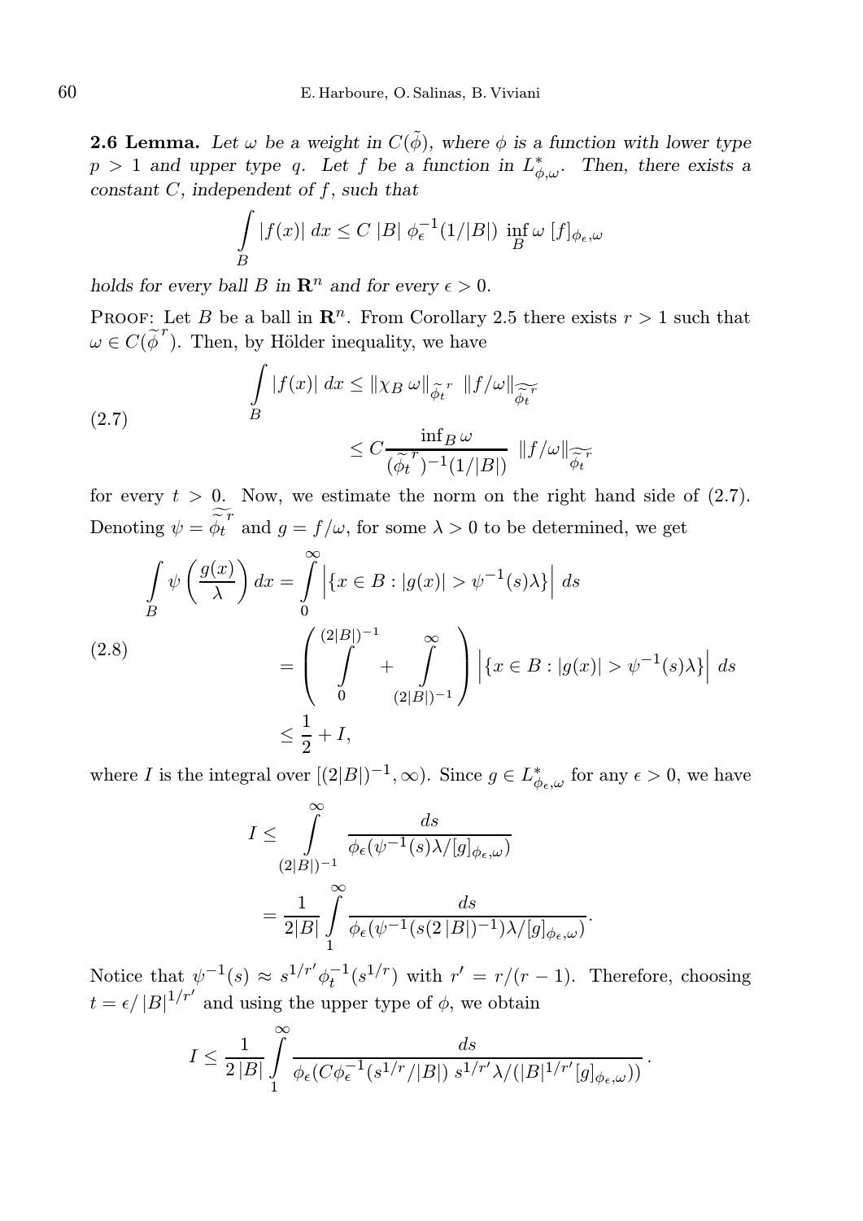**2.6 Lemma.** *Let $\omega$ be a weight in $C(\tilde{\phi})$, where $\phi$ is a function with lower type $p > 1$ and upper type $q$. Let $f$ be a function in $L^*_{\phi,\omega}$. Then, there exists a constant $C$, independent of $f$, such that*

$$\int_B |f(x)|\, dx \leq C\, |B|\, \phi_\epsilon^{-1}(1/|B|)\, \inf_B \omega\, [f]_{\phi_\epsilon,\omega}$$

*holds for every ball $B$ in $\mathbf{R}^n$ and for every $\epsilon > 0$.*

Proof: Let $B$ be a ball in $\mathbf{R}^n$. From Corollary 2.5 there exists $r > 1$ such that $\omega \in C(\widetilde{\phi}^{\,r})$. Then, by Hölder inequality, we have

$$\tag{2.7} \begin{aligned} \int_B |f(x)|\, dx &\leq \|\chi_B\, \omega\|_{\widetilde{\phi_t}^{\,r}}\ \|f/\omega\|_{\widetilde{\widetilde{\phi_t}^{\,r}}} \\ &\leq C \frac{\inf_B \omega}{(\widetilde{\phi_t}^{\,r})^{-1}(1/|B|)}\ \|f/\omega\|_{\widetilde{\widetilde{\phi_t}^{\,r}}} \end{aligned}$$

for every $t > 0$. Now, we estimate the norm on the right hand side of (2.7). Denoting $\psi = \widetilde{\widetilde{\phi_t}^{\,r}}$ and $g = f/\omega$, for some $\lambda > 0$ to be determined, we get

$$\tag{2.8} \begin{aligned} \int_B \psi\left(\frac{g(x)}{\lambda}\right) dx &= \int_0^\infty \left|\{x \in B : |g(x)| > \psi^{-1}(s)\lambda\}\right|\, ds \\ &= \left(\int_0^{(2|B|)^{-1}} + \int_{(2|B|)^{-1}}^\infty\right) \left|\{x \in B : |g(x)| > \psi^{-1}(s)\lambda\}\right|\, ds \\ &\leq \frac{1}{2} + I, \end{aligned}$$

where $I$ is the integral over $[(2|B|)^{-1}, \infty)$. Since $g \in L^*_{\phi_\epsilon,\omega}$ for any $\epsilon > 0$, we have

$$\begin{aligned} I &\leq \int_{(2|B|)^{-1}}^\infty \frac{ds}{\phi_\epsilon(\psi^{-1}(s)\lambda/[g]_{\phi_\epsilon,\omega})} \\ &= \frac{1}{2|B|} \int_1^\infty \frac{ds}{\phi_\epsilon(\psi^{-1}(s(2\,|B|)^{-1})\lambda/[g]_{\phi_\epsilon,\omega})}. \end{aligned}$$

Notice that $\psi^{-1}(s) \approx s^{1/r'} \phi_t^{-1}(s^{1/r})$ with $r' = r/(r-1)$. Therefore, choosing $t = \epsilon/\,|B|^{1/r'}$ and using the upper type of $\phi$, we obtain

$$I \leq \frac{1}{2\,|B|} \int_1^\infty \frac{ds}{\phi_\epsilon(C\phi_\epsilon^{-1}(s^{1/r}/|B|)\, s^{1/r'}\lambda/(|B|^{1/r'}[g]_{\phi_\epsilon,\omega}))}.$$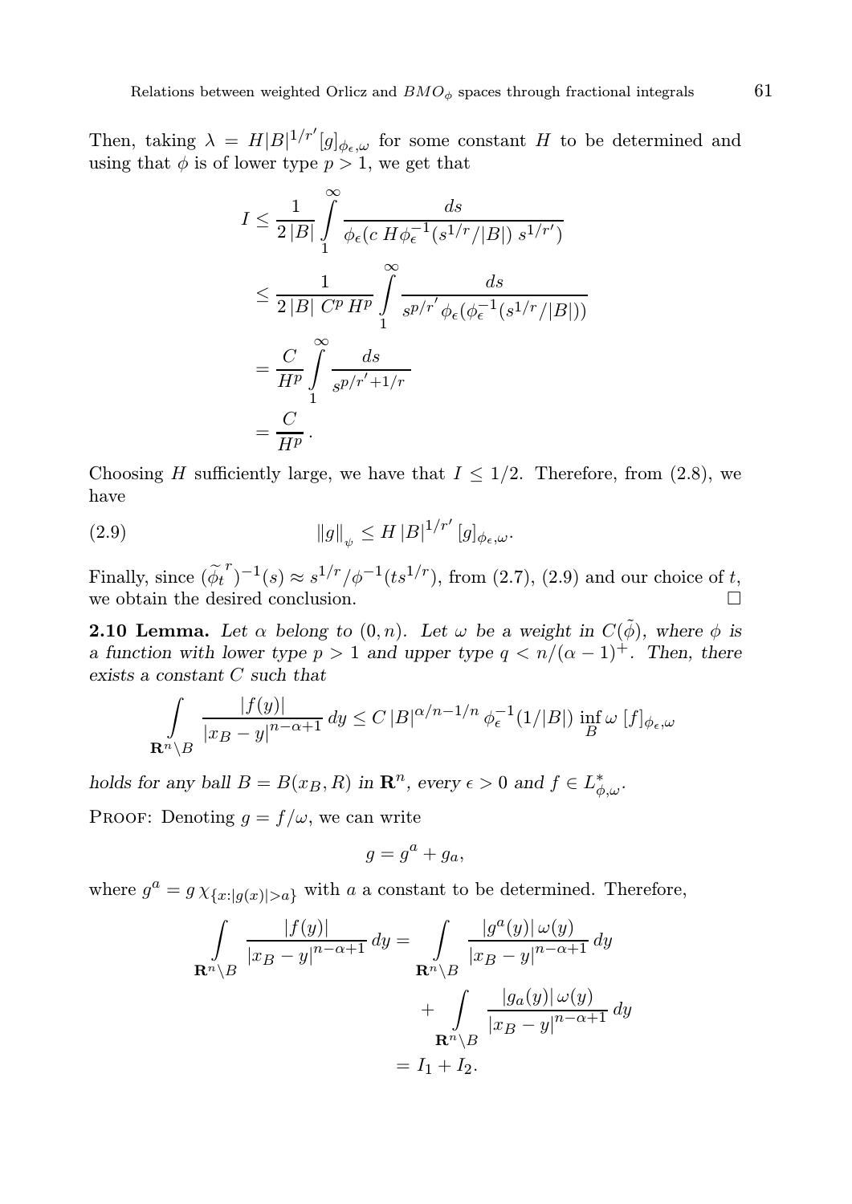Then, taking $\lambda = H|B|^{1/r'}[g]_{\phi_\epsilon,\omega}$ for some constant $H$ to be determined and using that $\phi$ is of lower type $p > 1$, we get that

$$
\begin{aligned}
I &\leq \frac{1}{2\,|B|} \int_1^\infty \frac{ds}{\phi_\epsilon(c\, H \phi_\epsilon^{-1}(s^{1/r}/|B|)\, s^{1/r'})} \\
&\leq \frac{1}{2\,|B|\; C^p\, H^p} \int_1^\infty \frac{ds}{s^{p/r'}\,\phi_\epsilon(\phi_\epsilon^{-1}(s^{1/r}/|B|))} \\
&= \frac{C}{H^p} \int_1^\infty \frac{ds}{s^{p/r'+1/r}} \\
&= \frac{C}{H^p}\,.
\end{aligned}
$$

Choosing $H$ sufficiently large, we have that $I \leq 1/2$. Therefore, from (2.8), we have

$$
\|g\|_{\psi} \leq H\,|B|^{1/r'}\,[g]_{\phi_\epsilon,\omega}. \tag{2.9}
$$

Finally, since $(\widetilde{\phi_t}^{\,r})^{-1}(s) \approx s^{1/r}/\phi^{-1}(ts^{1/r})$, from (2.7), (2.9) and our choice of $t$, we obtain the desired conclusion. $\square$

**2.10 Lemma.** *Let $\alpha$ belong to $(0, n)$. Let $\omega$ be a weight in $C(\tilde{\phi})$, where $\phi$ is a function with lower type $p > 1$ and upper type $q < n/(\alpha-1)^+$. Then, there exists a constant $C$ such that*

$$
\int_{\mathbf{R}^n\setminus B} \frac{|f(y)|}{|x_B - y|^{n-\alpha+1}}\,dy \leq C\,|B|^{\alpha/n-1/n}\,\phi_\epsilon^{-1}(1/|B|)\,\inf_B \omega\;[f]_{\phi_\epsilon,\omega}
$$

*holds for any ball $B = B(x_B, R)$ in $\mathbf{R}^n$, every $\epsilon > 0$ and $f \in L^*_{\phi,\omega}$.*

Proof: Denoting $g = f/\omega$, we can write

$$
g = g^a + g_a,
$$

where $g^a = g\,\chi_{\{x:|g(x)|>a\}}$ with $a$ a constant to be determined. Therefore,

$$
\begin{aligned}
\int_{\mathbf{R}^n\setminus B} \frac{|f(y)|}{|x_B - y|^{n-\alpha+1}}\,dy &= \int_{\mathbf{R}^n\setminus B} \frac{|g^a(y)|\,\omega(y)}{|x_B - y|^{n-\alpha+1}}\,dy \\
&\quad + \int_{\mathbf{R}^n\setminus B} \frac{|g_a(y)|\,\omega(y)}{|x_B - y|^{n-\alpha+1}}\,dy \\
&= I_1 + I_2.
\end{aligned}
$$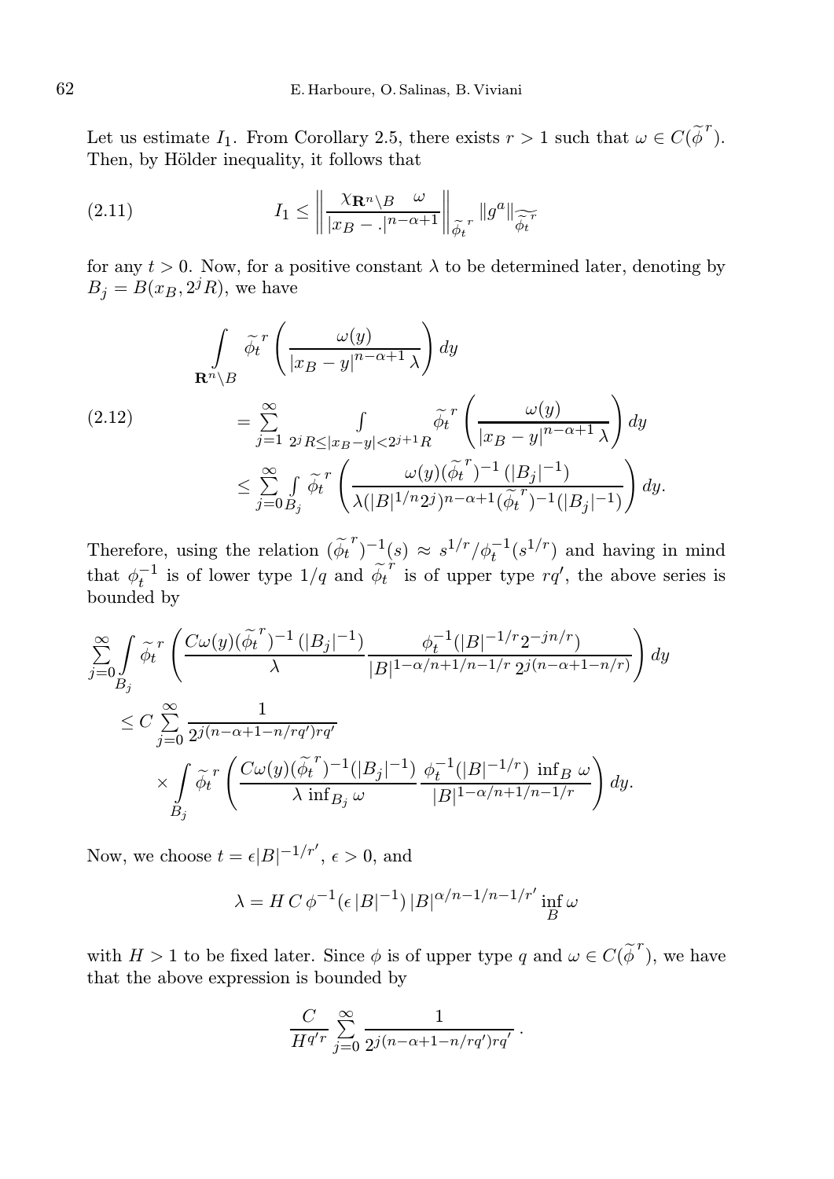Let us estimate $I_1$. From Corollary 2.5, there exists $r > 1$ such that $\omega \in C(\widetilde{\phi}^{\,r})$. Then, by Hölder inequality, it follows that

$$
I_1 \leq \left\| \frac{\chi_{\mathbf{R}^n \setminus B} \quad \omega}{|x_B - .|^{n-\alpha+1}} \right\|_{\widetilde{\phi_t}^{\,r}} \|g^a\|_{\widetilde{\widetilde{\phi_t}^{\,r}}} \tag{2.11}
$$

for any $t > 0$. Now, for a positive constant $\lambda$ to be determined later, denoting by $B_j = B(x_B, 2^j R)$, we have

$$
\begin{aligned}
\int\limits_{\mathbf{R}^n \setminus B} \widetilde{\phi_t}^{\,r} &\left( \frac{\omega(y)}{|x_B - y|^{n-\alpha+1} \lambda} \right) dy \\
&= \sum_{j=1}^{\infty} \int\limits_{2^j R \leq |x_B - y| < 2^{j+1} R} \widetilde{\phi_t}^{\,r} \left( \frac{\omega(y)}{|x_B - y|^{n-\alpha+1} \lambda} \right) dy \\
&\leq \sum_{j=0}^{\infty} \int\limits_{B_j} \widetilde{\phi_t}^{\,r} \left( \frac{\omega(y) (\widetilde{\phi_t}^{\,r})^{-1} (|B_j|^{-1})}{\lambda (|B|^{1/n} 2^j)^{n-\alpha+1} (\widetilde{\phi_t}^{\,r})^{-1} (|B_j|^{-1})} \right) dy.
\end{aligned} \tag{2.12}
$$

Therefore, using the relation $(\widetilde{\phi_t}^{\,r})^{-1}(s) \approx s^{1/r} / \phi_t^{-1}(s^{1/r})$ and having in mind that $\phi_t^{-1}$ is of lower type $1/q$ and $\widetilde{\phi_t}^{\,r}$ is of upper type $rq'$, the above series is bounded by

$$
\begin{aligned}
\sum_{j=0}^{\infty} \int\limits_{B_j} &\widetilde{\phi_t}^{\,r} \left( \frac{C \omega(y) (\widetilde{\phi_t}^{\,r})^{-1} (|B_j|^{-1})}{\lambda} \frac{\phi_t^{-1}(|B|^{-1/r} 2^{-jn/r})}{|B|^{1-\alpha/n+1/n-1/r} \, 2^{j(n-\alpha+1-n/r)}} \right) dy \\
&\leq C \sum_{j=0}^{\infty} \frac{1}{2^{j(n-\alpha+1-n/rq')rq'}} \\
&\quad \times \int\limits_{B_j} \widetilde{\phi_t}^{\,r} \left( \frac{C \omega(y) (\widetilde{\phi_t}^{\,r})^{-1} (|B_j|^{-1})}{\lambda \inf_{B_j} \omega} \frac{\phi_t^{-1}(|B|^{-1/r}) \inf_B \omega}{|B|^{1-\alpha/n+1/n-1/r}} \right) dy.
\end{aligned}
$$

Now, we choose $t = \epsilon |B|^{-1/r'}$, $\epsilon > 0$, and

$$
\lambda = H \, C \, \phi^{-1}(\epsilon \, |B|^{-1}) \, |B|^{\alpha/n - 1/n - 1/r'} \inf_B \omega
$$

with $H > 1$ to be fixed later. Since $\phi$ is of upper type $q$ and $\omega \in C(\widetilde{\phi}^{\,r})$, we have that the above expression is bounded by

$$
\frac{C}{H^{q'r}} \sum_{j=0}^{\infty} \frac{1}{2^{j(n-\alpha+1-n/rq')rq'}} \, .
$$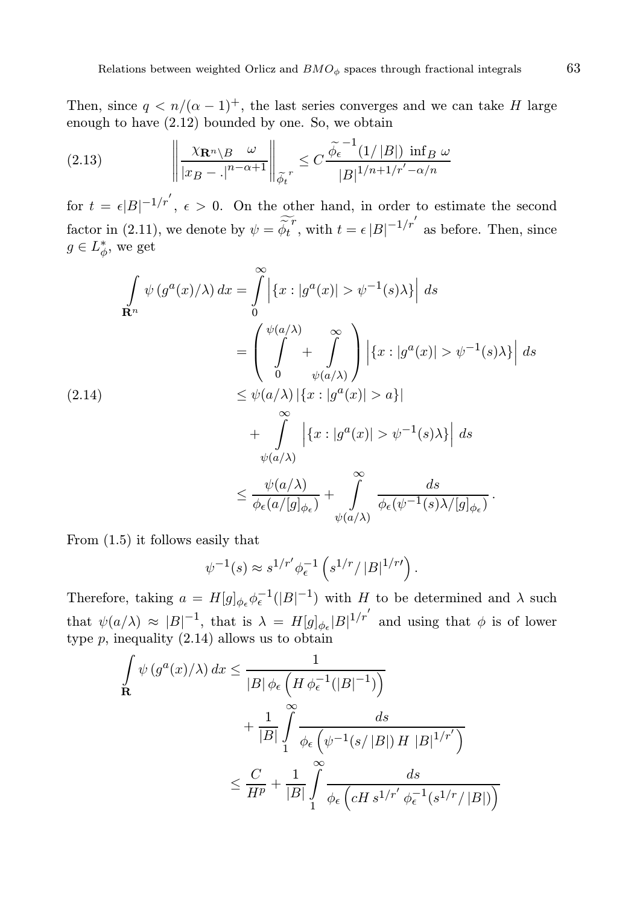Then, since $q < n/(\alpha - 1)^+$, the last series converges and we can take $H$ large enough to have (2.12) bounded by one. So, we obtain

$$\left\| \frac{\chi_{\mathbf{R}^n \setminus B} \quad \omega}{|x_B - .|^{n-\alpha+1}} \right\|_{\widetilde{\phi}_t^{\ r}} \leq C \frac{\widetilde{\phi}_\epsilon^{\ -1}(1/|B|) \ \inf_B \omega}{|B|^{1/n+1/r'-\alpha/n}} \tag{2.13}$$

for $t = \epsilon |B|^{-1/r'}$, $\epsilon > 0$. On the other hand, in order to estimate the second factor in (2.11), we denote by $\psi = \widetilde{\widetilde{\phi_t}}^{r}$, with $t = \epsilon \, |B|^{-1/r'}$ as before. Then, since $g \in L^*_\phi$, we get

$$\begin{aligned}
\int_{\mathbf{R}^n} \psi\left(g^a(x)/\lambda\right) dx &= \int_0^\infty \left| \{x : |g^a(x)| > \psi^{-1}(s)\lambda\} \right| \, ds \\
&= \left( \int_0^{\psi(a/\lambda)} + \int_{\psi(a/\lambda)}^\infty \right) \left| \{x : |g^a(x)| > \psi^{-1}(s)\lambda\} \right| \, ds \\
&\leq \psi(a/\lambda) \left| \{x : |g^a(x)| > a\} \right| \\
&\quad + \int_{\psi(a/\lambda)}^\infty \left| \{x : |g^a(x)| > \psi^{-1}(s)\lambda\} \right| \, ds \\
&\leq \frac{\psi(a/\lambda)}{\phi_\epsilon(a/[g]_{\phi_\epsilon})} + \int_{\psi(a/\lambda)}^\infty \frac{ds}{\phi_\epsilon(\psi^{-1}(s)\lambda/[g]_{\phi_\epsilon})} \, .
\end{aligned} \tag{2.14}$$

From (1.5) it follows easily that

$$\psi^{-1}(s) \approx s^{1/r'} \phi_\epsilon^{-1}\left(s^{1/r}/\,|B|^{1/r\prime}\right).$$

Therefore, taking $a = H[g]_{\phi_\epsilon} \phi_\epsilon^{-1}(|B|^{-1})$ with $H$ to be determined and $\lambda$ such that $\psi(a/\lambda) \approx |B|^{-1}$, that is $\lambda = H[g]_{\phi_\epsilon} |B|^{1/r'}$ and using that $\phi$ is of lower type $p$, inequality (2.14) allows us to obtain

$$\begin{aligned}
\int_{\mathbf{R}} \psi\left(g^a(x)/\lambda\right) dx &\leq \frac{1}{|B| \, \phi_\epsilon \left(H \, \phi_\epsilon^{-1}(|B|^{-1})\right)} \\
&\quad + \frac{1}{|B|} \int_1^\infty \frac{ds}{\phi_\epsilon \left(\psi^{-1}(s/\,|B|) \, H \, |B|^{1/r'}\right)} \\
&\leq \frac{C}{H^p} + \frac{1}{|B|} \int_1^\infty \frac{ds}{\phi_\epsilon \left(cH \, s^{1/r'} \, \phi_\epsilon^{-1}(s^{1/r}/\,|B|)\right)}
\end{aligned}$$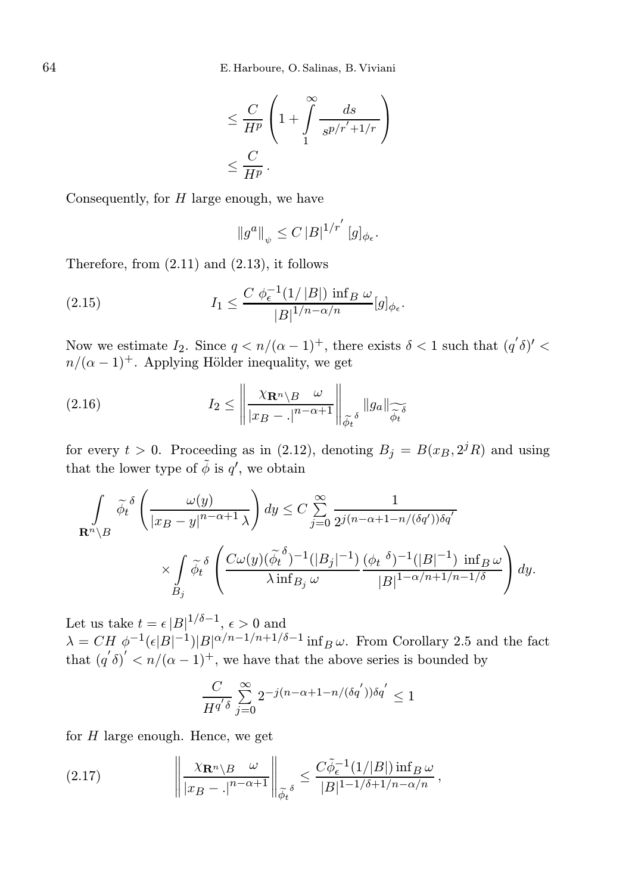$$\leq \frac{C}{H^p}\left(1+\int_1^\infty \frac{ds}{s^{p/r'+1/r}}\right)$$
$$\leq \frac{C}{H^p}\,.$$

Consequently, for $H$ large enough, we have

$$\|g^a\|_\psi \leq C\,|B|^{1/r'}\,[g]_{\phi_\epsilon}.$$

Therefore, from (2.11) and (2.13), it follows

$$I_1 \leq \frac{C\ \phi_\epsilon^{-1}(1/|B|)\ \inf_B\ \omega}{|B|^{1/n-\alpha/n}}[g]_{\phi_\epsilon}. \tag{2.15}$$

Now we estimate $I_2$. Since $q < n/(\alpha-1)^+$, there exists $\delta < 1$ such that $(q'\delta)' < n/(\alpha-1)^+$. Applying Hölder inequality, we get

$$I_2 \leq \left\|\frac{\chi_{\mathbf{R}^n\setminus B}\quad \omega}{|x_B-.|^{n-\alpha+1}}\right\|_{\widetilde{\phi_t}^{\,\delta}}\|g_a\|_{\widetilde{\widetilde{\phi_t}^{\,\delta}}} \tag{2.16}$$

for every $t>0$. Proceeding as in (2.12), denoting $B_j = B(x_B, 2^jR)$ and using that the lower type of $\tilde\phi$ is $q'$, we obtain

$$\int_{\mathbf{R}^n\setminus B}\widetilde{\phi_t}^{\,\delta}\left(\frac{\omega(y)}{|x_B-y|^{n-\alpha+1}\,\lambda}\right)dy \leq C\sum_{j=0}^{\infty}\frac{1}{2^{j(n-\alpha+1-n/(\delta q'))\delta q'}}$$
$$\times\int_{B_j}\widetilde{\phi_t}^{\,\delta}\left(\frac{C\omega(y)(\widetilde{\phi_t}^{\,\delta})^{-1}(|B_j|^{-1})}{\lambda\inf_{B_j}\omega}\,\frac{(\phi_t{}^{\delta})^{-1}(|B|^{-1})\ \inf_B\omega}{|B|^{1-\alpha/n+1/n-1/\delta}}\right)dy.$$

Let us take $t=\epsilon\,|B|^{1/\delta-1}$, $\epsilon>0$ and
$\lambda = CH\ \phi^{-1}(\epsilon|B|^{-1})|B|^{\alpha/n-1/n+1/\delta-1}\inf_B\omega$. From Corollary 2.5 and the fact that $(q'\delta)' < n/(\alpha-1)^+$, we have that the above series is bounded by

$$\frac{C}{H^{q'\delta}}\sum_{j=0}^{\infty}2^{-j(n-\alpha+1-n/(\delta q'))\delta q'} \leq 1$$

for $H$ large enough. Hence, we get

$$\left\|\frac{\chi_{\mathbf{R}^n\setminus B}\quad \omega}{|x_B-.|^{n-\alpha+1}}\right\|_{\widetilde{\phi_t}^{\,\delta}} \leq \frac{C\tilde\phi_\epsilon^{-1}(1/|B|)\inf_B\omega}{|B|^{1-1/\delta+1/n-\alpha/n}}\,, \tag{2.17}$$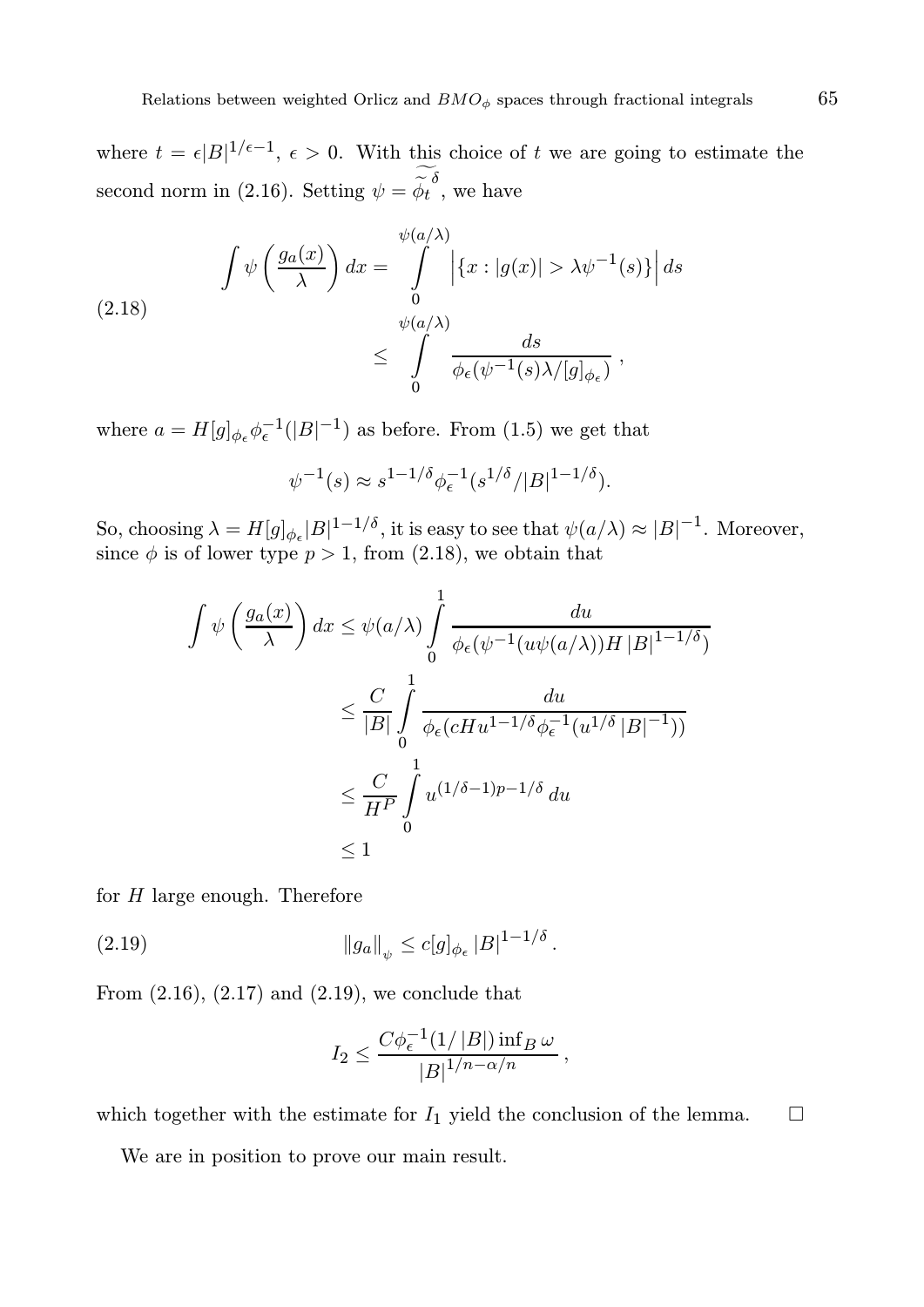where $t = \epsilon|B|^{1/\epsilon - 1}$, $\epsilon > 0$. With this choice of $t$ we are going to estimate the second norm in (2.16). Setting $\psi = \widetilde{\widetilde{\phi_t}}^{\,\delta}$, we have

$$
\begin{aligned}
\int \psi\left(\frac{g_a(x)}{\lambda}\right) dx &= \int_0^{\psi(a/\lambda)} \left|\{x : |g(x)| > \lambda\psi^{-1}(s)\}\right| ds \\
&\leq \int_0^{\psi(a/\lambda)} \frac{ds}{\phi_\epsilon(\psi^{-1}(s)\lambda/[g]_{\phi_\epsilon})}\,,
\end{aligned}
\tag{2.18}
$$

where $a = H[g]_{\phi_\epsilon}\phi_\epsilon^{-1}(|B|^{-1})$ as before. From (1.5) we get that

$$
\psi^{-1}(s) \approx s^{1-1/\delta}\phi_\epsilon^{-1}(s^{1/\delta}/|B|^{1-1/\delta}).
$$

So, choosing $\lambda = H[g]_{\phi_\epsilon}|B|^{1-1/\delta}$, it is easy to see that $\psi(a/\lambda) \approx |B|^{-1}$. Moreover, since $\phi$ is of lower type $p > 1$, from (2.18), we obtain that

$$
\begin{aligned}
\int \psi\left(\frac{g_a(x)}{\lambda}\right) dx &\leq \psi(a/\lambda)\int_0^1 \frac{du}{\phi_\epsilon(\psi^{-1}(u\psi(a/\lambda))H\,|B|^{1-1/\delta})} \\
&\leq \frac{C}{|B|}\int_0^1 \frac{du}{\phi_\epsilon(cHu^{1-1/\delta}\phi_\epsilon^{-1}(u^{1/\delta}\,|B|^{-1}))} \\
&\leq \frac{C}{H^P}\int_0^1 u^{(1/\delta - 1)p - 1/\delta}\,du \\
&\leq 1
\end{aligned}
$$

for $H$ large enough. Therefore

$$
\|g_a\|_\psi \leq c[g]_{\phi_\epsilon}\,|B|^{1-1/\delta}\,. \tag{2.19}
$$

From (2.16), (2.17) and (2.19), we conclude that

$$
I_2 \leq \frac{C\phi_\epsilon^{-1}(1/\,|B|)\inf_B \omega}{|B|^{1/n - \alpha/n}}\,,
$$

which together with the estimate for $I_1$ yield the conclusion of the lemma. $\square$

We are in position to prove our main result.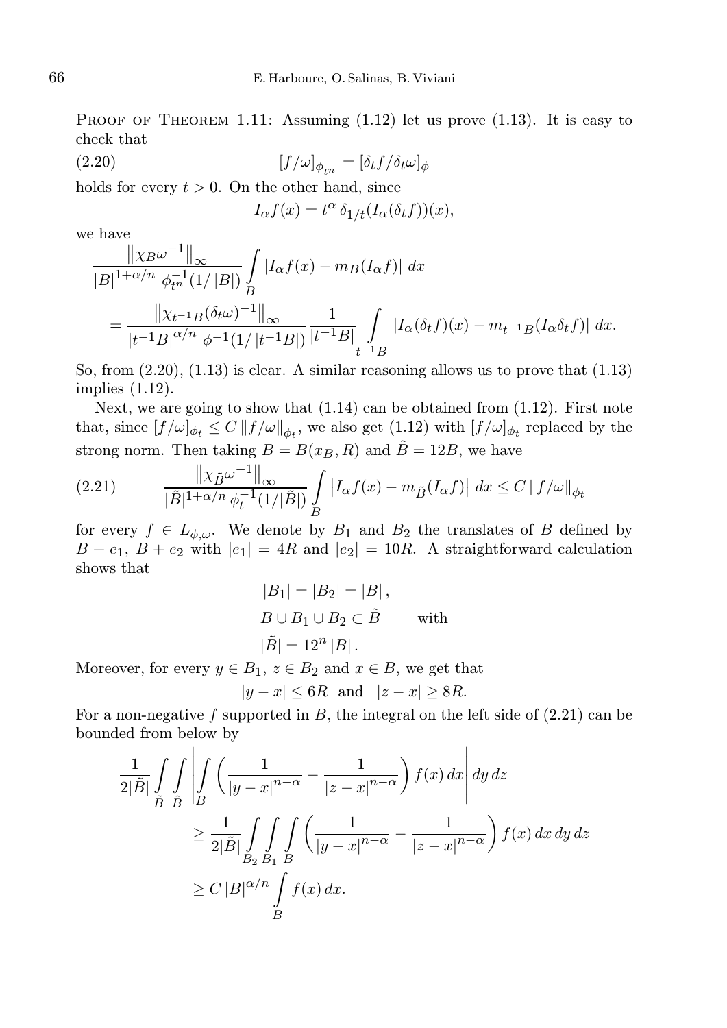Proof of Theorem 1.11: Assuming (1.12) let us prove (1.13). It is easy to check that

$$[f/\omega]_{\phi_{t^n}} = [\delta_t f/\delta_t \omega]_{\phi} \tag{2.20}$$

holds for every $t > 0$. On the other hand, since

$$I_\alpha f(x) = t^\alpha \, \delta_{1/t}(I_\alpha(\delta_t f))(x),$$

we have

$$\begin{aligned}
&\frac{\left\|\chi_B \omega^{-1}\right\|_\infty}{|B|^{1+\alpha/n} \, \phi_{t^n}^{-1}(1/|B|)} \int_B |I_\alpha f(x) - m_B(I_\alpha f)| \, dx \\
&= \frac{\left\|\chi_{t^{-1}B}(\delta_t \omega)^{-1}\right\|_\infty}{|t^{-1}B|^{\alpha/n} \, \phi^{-1}(1/|t^{-1}B|)} \frac{1}{|t^{-1}B|} \int_{t^{-1}B} |I_\alpha(\delta_t f)(x) - m_{t^{-1}B}(I_\alpha \delta_t f)| \, dx.
\end{aligned}$$

So, from (2.20), (1.13) is clear. A similar reasoning allows us to prove that (1.13) implies (1.12).

Next, we are going to show that (1.14) can be obtained from (1.12). First note that, since $[f/\omega]_{\phi_t} \le C \|f/\omega\|_{\phi_t}$, we also get (1.12) with $[f/\omega]_{\phi_t}$ replaced by the strong norm. Then taking $B = B(x_B, R)$ and $\tilde{B} = 12B$, we have

$$\frac{\left\|\chi_{\tilde{B}} \omega^{-1}\right\|_\infty}{|\tilde{B}|^{1+\alpha/n} \, \phi_t^{-1}(1/|\tilde{B}|)} \int_B \left|I_\alpha f(x) - m_{\tilde{B}}(I_\alpha f)\right| \, dx \le C \|f/\omega\|_{\phi_t} \tag{2.21}$$

for every $f \in L_{\phi,\omega}$. We denote by $B_1$ and $B_2$ the translates of $B$ defined by $B + e_1$, $B + e_2$ with $|e_1| = 4R$ and $|e_2| = 10R$. A straightforward calculation shows that

$$|B_1| = |B_2| = |B|,$$

$$B \cup B_1 \cup B_2 \subset \tilde{B} \qquad \text{with}$$

$$|\tilde{B}| = 12^n |B|.$$

Moreover, for every $y \in B_1$, $z \in B_2$ and $x \in B$, we get that

$$|y - x| \le 6R \quad \text{and} \quad |z - x| \ge 8R.$$

For a non-negative $f$ supported in $B$, the integral on the left side of (2.21) can be bounded from below by

$$\begin{aligned}
&\frac{1}{2|\tilde{B}|} \int_{\tilde{B}} \int_{\tilde{B}} \left| \int_B \left( \frac{1}{|y - x|^{n-\alpha}} - \frac{1}{|z - x|^{n-\alpha}} \right) f(x) \, dx \right| dy \, dz \\
&\qquad \ge \frac{1}{2|\tilde{B}|} \int_{B_2} \int_{B_1} \int_B \left( \frac{1}{|y - x|^{n-\alpha}} - \frac{1}{|z - x|^{n-\alpha}} \right) f(x) \, dx \, dy \, dz \\
&\qquad \ge C \, |B|^{\alpha/n} \int_B f(x) \, dx.
\end{aligned}$$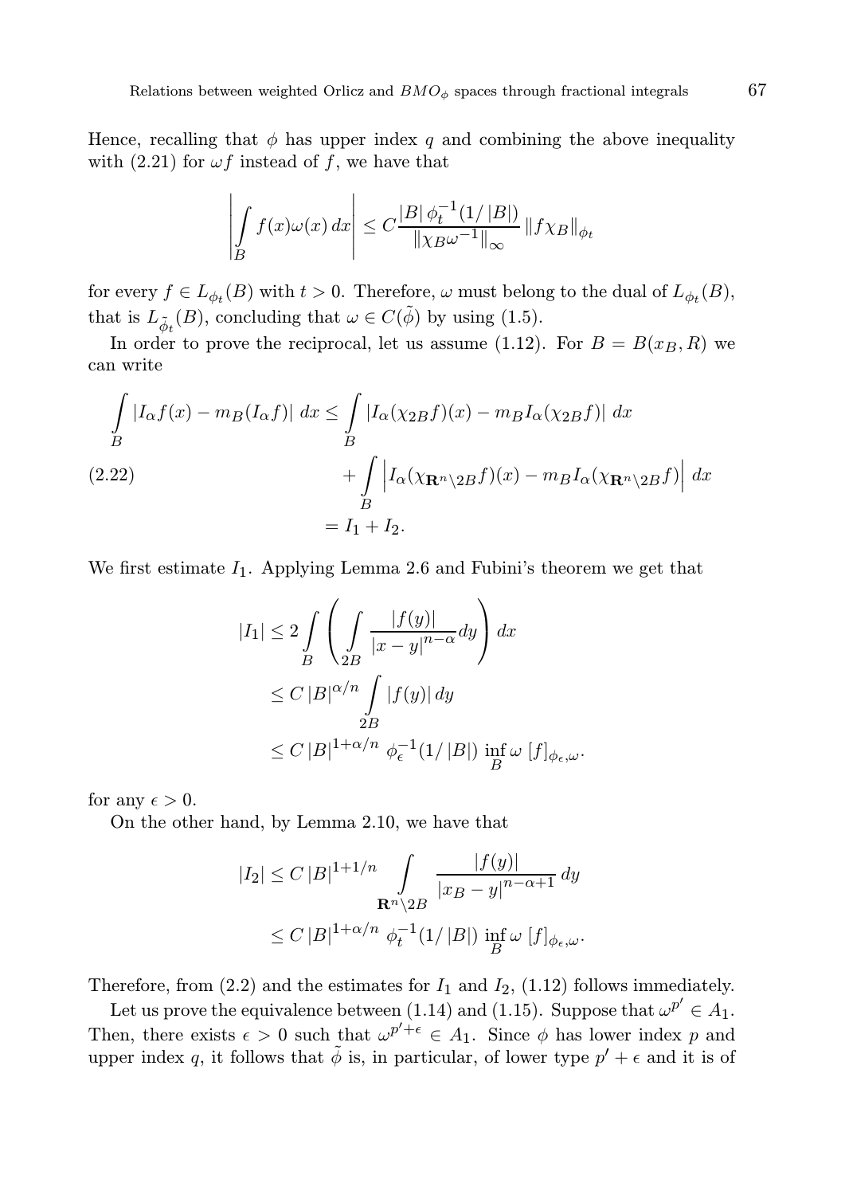Hence, recalling that $\phi$ has upper index $q$ and combining the above inequality with (2.21) for $\omega f$ instead of $f$, we have that

$$\left| \int_B f(x)\omega(x)\, dx \right| \leq C \frac{|B|\, \phi_t^{-1}(1/|B|)}{\|\chi_B \omega^{-1}\|_\infty} \|f\chi_B\|_{\phi_t}$$

for every $f \in L_{\phi_t}(B)$ with $t > 0$. Therefore, $\omega$ must belong to the dual of $L_{\phi_t}(B)$, that is $L_{\tilde{\phi}_t}(B)$, concluding that $\omega \in C(\tilde{\phi})$ by using (1.5).

In order to prove the reciprocal, let us assume (1.12). For $B = B(x_B, R)$ we can write

$$\begin{aligned}
\int_B |I_\alpha f(x) - m_B(I_\alpha f)|\, dx &\leq \int_B |I_\alpha(\chi_{2B} f)(x) - m_B I_\alpha(\chi_{2B} f)|\, dx \\
&\quad + \int_B \left| I_\alpha(\chi_{\mathbf{R}^n \setminus 2B} f)(x) - m_B I_\alpha(\chi_{\mathbf{R}^n \setminus 2B} f)\right| dx \qquad (2.22)\\
&= I_1 + I_2.
\end{aligned}$$

We first estimate $I_1$. Applying Lemma 2.6 and Fubini's theorem we get that

$$\begin{aligned}
|I_1| &\leq 2 \int_B \left( \int_{2B} \frac{|f(y)|}{|x-y|^{n-\alpha}} dy \right) dx \\
&\leq C\, |B|^{\alpha/n} \int_{2B} |f(y)|\, dy \\
&\leq C\, |B|^{1+\alpha/n}\, \phi_\epsilon^{-1}(1/|B|) \inf_B \omega\, [f]_{\phi_\epsilon, \omega}.
\end{aligned}$$

for any $\epsilon > 0$.

On the other hand, by Lemma 2.10, we have that

$$\begin{aligned}
|I_2| &\leq C\, |B|^{1+1/n} \int_{\mathbf{R}^n \setminus 2B} \frac{|f(y)|}{|x_B - y|^{n-\alpha+1}}\, dy \\
&\leq C\, |B|^{1+\alpha/n}\, \phi_t^{-1}(1/|B|) \inf_B \omega\, [f]_{\phi_\epsilon, \omega}.
\end{aligned}$$

Therefore, from (2.2) and the estimates for $I_1$ and $I_2$, (1.12) follows immediately.

Let us prove the equivalence between (1.14) and (1.15). Suppose that $\omega^{p'} \in A_1$. Then, there exists $\epsilon > 0$ such that $\omega^{p'+\epsilon} \in A_1$. Since $\phi$ has lower index $p$ and upper index $q$, it follows that $\tilde{\phi}$ is, in particular, of lower type $p' + \epsilon$ and it is of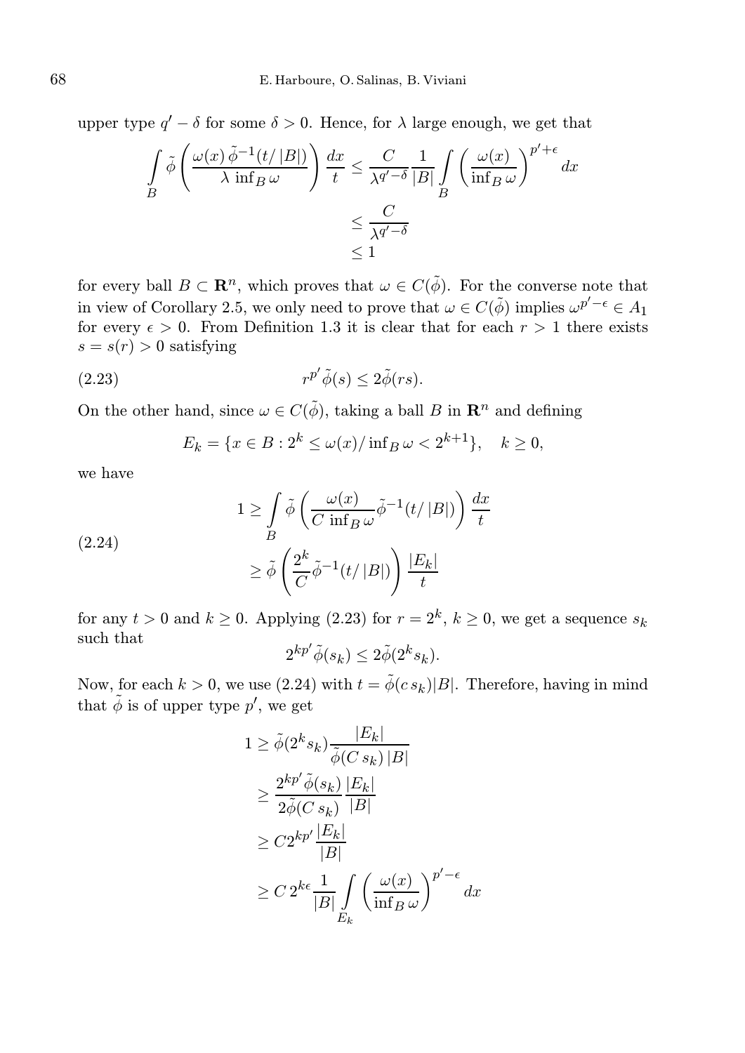upper type $q' - \delta$ for some $\delta > 0$. Hence, for $\lambda$ large enough, we get that

$$\begin{aligned}
\int_B \tilde{\phi}\left(\frac{\omega(x)\,\tilde{\phi}^{-1}(t/|B|)}{\lambda \inf_B \omega}\right)\frac{dx}{t} &\leq \frac{C}{\lambda^{q'-\delta}}\frac{1}{|B|}\int_B \left(\frac{\omega(x)}{\inf_B \omega}\right)^{p'+\epsilon} dx \\
&\leq \frac{C}{\lambda^{q'-\delta}} \\
&\leq 1
\end{aligned}$$

for every ball $B \subset \mathbf{R}^n$, which proves that $\omega \in C(\tilde{\phi})$. For the converse note that in view of Corollary 2.5, we only need to prove that $\omega \in C(\tilde{\phi})$ implies $\omega^{p'-\epsilon} \in A_1$ for every $\epsilon > 0$. From Definition 1.3 it is clear that for each $r > 1$ there exists $s = s(r) > 0$ satisfying

$$r^{p'}\tilde{\phi}(s) \leq 2\tilde{\phi}(rs). \tag{2.23}$$

On the other hand, since $\omega \in C(\tilde{\phi})$, taking a ball $B$ in $\mathbf{R}^n$ and defining

$$E_k = \{x \in B : 2^k \leq \omega(x)/\inf_B \omega < 2^{k+1}\}, \quad k \geq 0,$$

we have

$$\begin{aligned}
1 &\geq \int_B \tilde{\phi}\left(\frac{\omega(x)}{C \inf_B \omega}\tilde{\phi}^{-1}(t/|B|)\right)\frac{dx}{t} \\
&\geq \tilde{\phi}\left(\frac{2^k}{C}\tilde{\phi}^{-1}(t/|B|)\right)\frac{|E_k|}{t}
\end{aligned} \tag{2.24}$$

for any $t > 0$ and $k \geq 0$. Applying (2.23) for $r = 2^k$, $k \geq 0$, we get a sequence $s_k$ such that

$$2^{kp'}\tilde{\phi}(s_k) \leq 2\tilde{\phi}(2^k s_k).$$

Now, for each $k > 0$, we use (2.24) with $t = \tilde{\phi}(c\,s_k)|B|$. Therefore, having in mind that $\tilde{\phi}$ is of upper type $p'$, we get

$$\begin{aligned}
1 &\geq \tilde{\phi}(2^k s_k)\frac{|E_k|}{\tilde{\phi}(C\,s_k)\,|B|} \\
&\geq \frac{2^{kp'}\tilde{\phi}(s_k)}{2\tilde{\phi}(C\,s_k)}\frac{|E_k|}{|B|} \\
&\geq C 2^{kp'}\frac{|E_k|}{|B|} \\
&\geq C\,2^{k\epsilon}\frac{1}{|B|}\int_{E_k}\left(\frac{\omega(x)}{\inf_B \omega}\right)^{p'-\epsilon} dx
\end{aligned}$$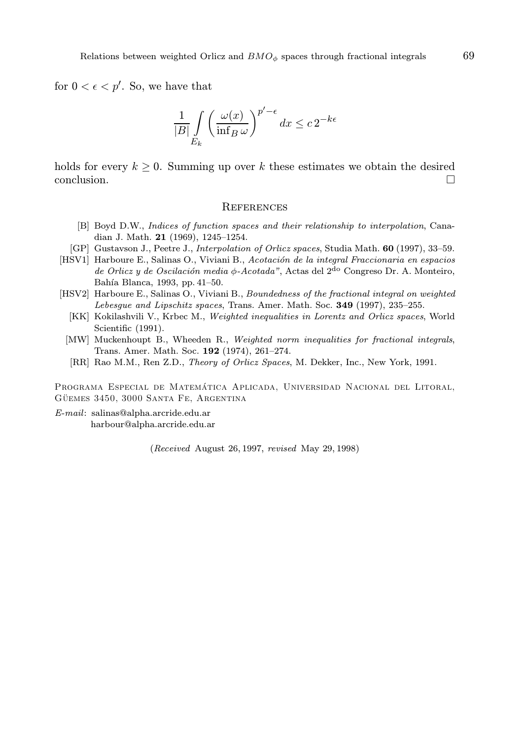for $0 < \epsilon < p'$. So, we have that

$$\frac{1}{|B|} \int\limits_{E_k} \left( \frac{\omega(x)}{\inf_B \omega} \right)^{p'-\epsilon} dx \leq c\, 2^{-k\epsilon}$$

holds for every $k \geq 0$. Summing up over $k$ these estimates we obtain the desired conclusion. □

## References

[B] Boyd D.W., *Indices of function spaces and their relationship to interpolation*, Canadian J. Math. **21** (1969), 1245–1254.

[GP] Gustavson J., Peetre J., *Interpolation of Orlicz spaces*, Studia Math. **60** (1997), 33–59.

[HSV1] Harboure E., Salinas O., Viviani B., *Acotación de la integral Fraccionaria en espacios de Orlicz y de Oscilación media $\phi$-Acotada"*, Actas del 2$^{\text{do}}$ Congreso Dr. A. Monteiro, Bahía Blanca, 1993, pp. 41–50.

[HSV2] Harboure E., Salinas O., Viviani B., *Boundedness of the fractional integral on weighted Lebesgue and Lipschitz spaces*, Trans. Amer. Math. Soc. **349** (1997), 235–255.

[KK] Kokilashvili V., Krbec M., *Weighted inequalities in Lorentz and Orlicz spaces*, World Scientific (1991).

[MW] Muckenhoupt B., Wheeden R., *Weighted norm inequalities for fractional integrals*, Trans. Amer. Math. Soc. **192** (1974), 261–274.

[RR] Rao M.M., Ren Z.D., *Theory of Orlicz Spaces*, M. Dekker, Inc., New York, 1991.

Programa Especial de Matemática Aplicada, Universidad Nacional del Litoral, Güemes 3450, 3000 Santa Fe, Argentina

*E-mail*: salinas@alpha.arcride.edu.ar
harbour@alpha.arcride.edu.ar

(*Received* August 26, 1997, *revised* May 29, 1998)